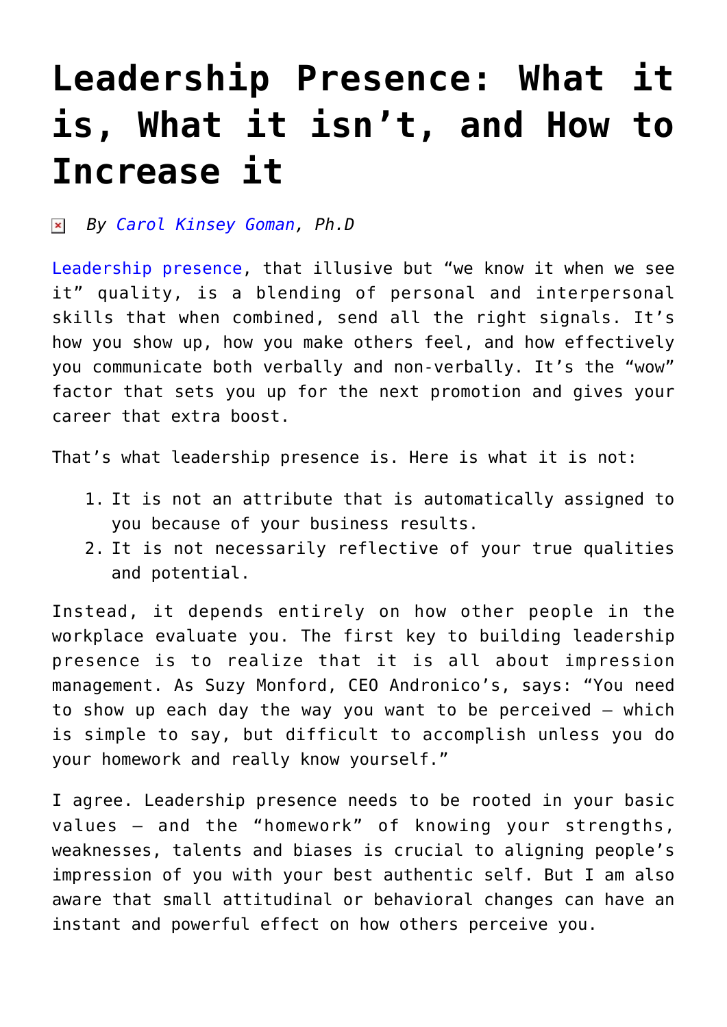# Leadership Presence: What it is, What it isn't, and How to Increase it

*By Carol Kinsey Goman, Ph.D*

Leadership presence, that illusive but "we know it when we see it" quality, is a blending of personal and interpersonal skills that when combined, send all the right signals. It's how you show up, how you make others feel, and how effectively you communicate both verbally and non-verbally. It's the "wow" factor that sets you up for the next promotion and gives your career that extra boost.

That's what leadership presence is. Here is what it is not:

1. It is not an attribute that is automatically assigned to you because of your business results.
2. It is not necessarily reflective of your true qualities and potential.

Instead, it depends entirely on how other people in the workplace evaluate you. The first key to building leadership presence is to realize that it is all about impression management. As Suzy Monford, CEO Andronico's, says: "You need to show up each day the way you want to be perceived – which is simple to say, but difficult to accomplish unless you do your homework and really know yourself."

I agree. Leadership presence needs to be rooted in your basic values – and the "homework" of knowing your strengths, weaknesses, talents and biases is crucial to aligning people's impression of you with your best authentic self. But I am also aware that small attitudinal or behavioral changes can have an instant and powerful effect on how others perceive you.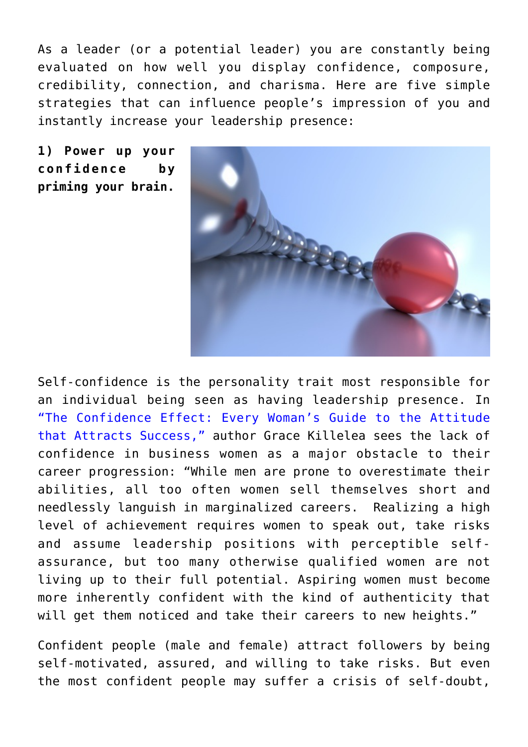As a leader (or a potential leader) you are constantly being evaluated on how well you display confidence, composure, credibility, connection, and charisma. Here are five simple strategies that can influence people's impression of you and instantly increase your leadership presence:

**1) Power up your confidence by priming your brain.**

Self-confidence is the personality trait most responsible for an individual being seen as having leadership presence. In "The Confidence Effect: Every Woman's Guide to the Attitude that Attracts Success," author Grace Killelea sees the lack of confidence in business women as a major obstacle to their career progression: "While men are prone to overestimate their abilities, all too often women sell themselves short and needlessly languish in marginalized careers. Realizing a high level of achievement requires women to speak out, take risks and assume leadership positions with perceptible self-assurance, but too many otherwise qualified women are not living up to their full potential. Aspiring women must become more inherently confident with the kind of authenticity that will get them noticed and take their careers to new heights."

Confident people (male and female) attract followers by being self-motivated, assured, and willing to take risks. But even the most confident people may suffer a crisis of self-doubt,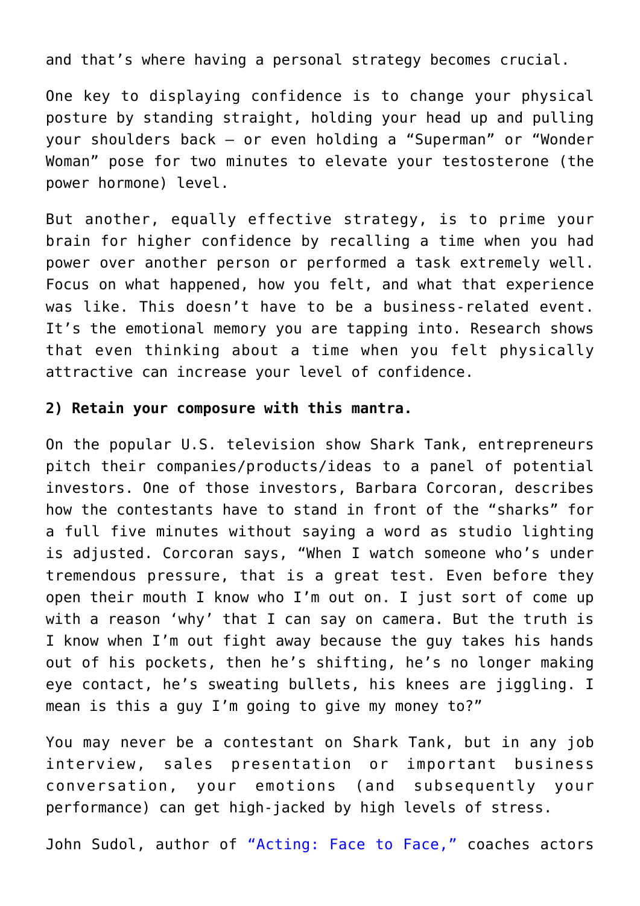and that's where having a personal strategy becomes crucial.

One key to displaying confidence is to change your physical posture by standing straight, holding your head up and pulling your shoulders back – or even holding a "Superman" or "Wonder Woman" pose for two minutes to elevate your testosterone (the power hormone) level.

But another, equally effective strategy, is to prime your brain for higher confidence by recalling a time when you had power over another person or performed a task extremely well. Focus on what happened, how you felt, and what that experience was like. This doesn't have to be a business-related event. It's the emotional memory you are tapping into. Research shows that even thinking about a time when you felt physically attractive can increase your level of confidence.

**2) Retain your composure with this mantra.**

On the popular U.S. television show Shark Tank, entrepreneurs pitch their companies/products/ideas to a panel of potential investors. One of those investors, Barbara Corcoran, describes how the contestants have to stand in front of the "sharks" for a full five minutes without saying a word as studio lighting is adjusted. Corcoran says, "When I watch someone who's under tremendous pressure, that is a great test. Even before they open their mouth I know who I'm out on. I just sort of come up with a reason 'why' that I can say on camera. But the truth is I know when I'm out fight away because the guy takes his hands out of his pockets, then he's shifting, he's no longer making eye contact, he's sweating bullets, his knees are jiggling. I mean is this a guy I'm going to give my money to?"

You may never be a contestant on Shark Tank, but in any job interview, sales presentation or important business conversation, your emotions (and subsequently your performance) can get high-jacked by high levels of stress.

John Sudol, author of "Acting: Face to Face," coaches actors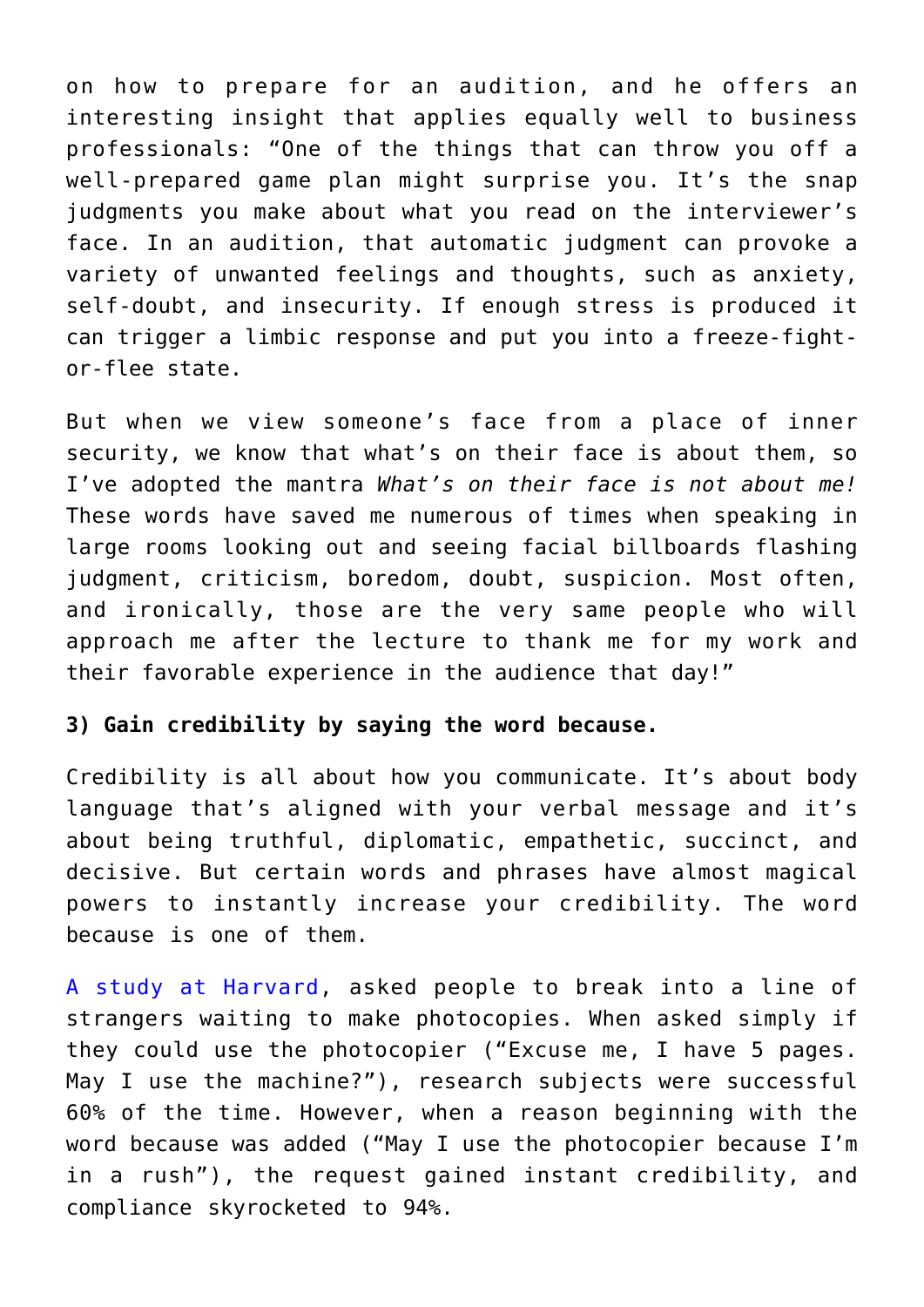on how to prepare for an audition, and he offers an interesting insight that applies equally well to business professionals: “One of the things that can throw you off a well-prepared game plan might surprise you. It’s the snap judgments you make about what you read on the interviewer’s face. In an audition, that automatic judgment can provoke a variety of unwanted feelings and thoughts, such as anxiety, self-doubt, and insecurity. If enough stress is produced it can trigger a limbic response and put you into a freeze-fight-or-flee state.

But when we view someone’s face from a place of inner security, we know that what’s on their face is about them, so I’ve adopted the mantra *What’s on their face is not about me!* These words have saved me numerous of times when speaking in large rooms looking out and seeing facial billboards flashing judgment, criticism, boredom, doubt, suspicion. Most often, and ironically, those are the very same people who will approach me after the lecture to thank me for my work and their favorable experience in the audience that day!”

**3) Gain credibility by saying the word because.**

Credibility is all about how you communicate. It’s about body language that’s aligned with your verbal message and it’s about being truthful, diplomatic, empathetic, succinct, and decisive. But certain words and phrases have almost magical powers to instantly increase your credibility. The word because is one of them.

A study at Harvard, asked people to break into a line of strangers waiting to make photocopies. When asked simply if they could use the photocopier (“Excuse me, I have 5 pages. May I use the machine?”), research subjects were successful 60% of the time. However, when a reason beginning with the word because was added (“May I use the photocopier because I’m in a rush”), the request gained instant credibility, and compliance skyrocketed to 94%.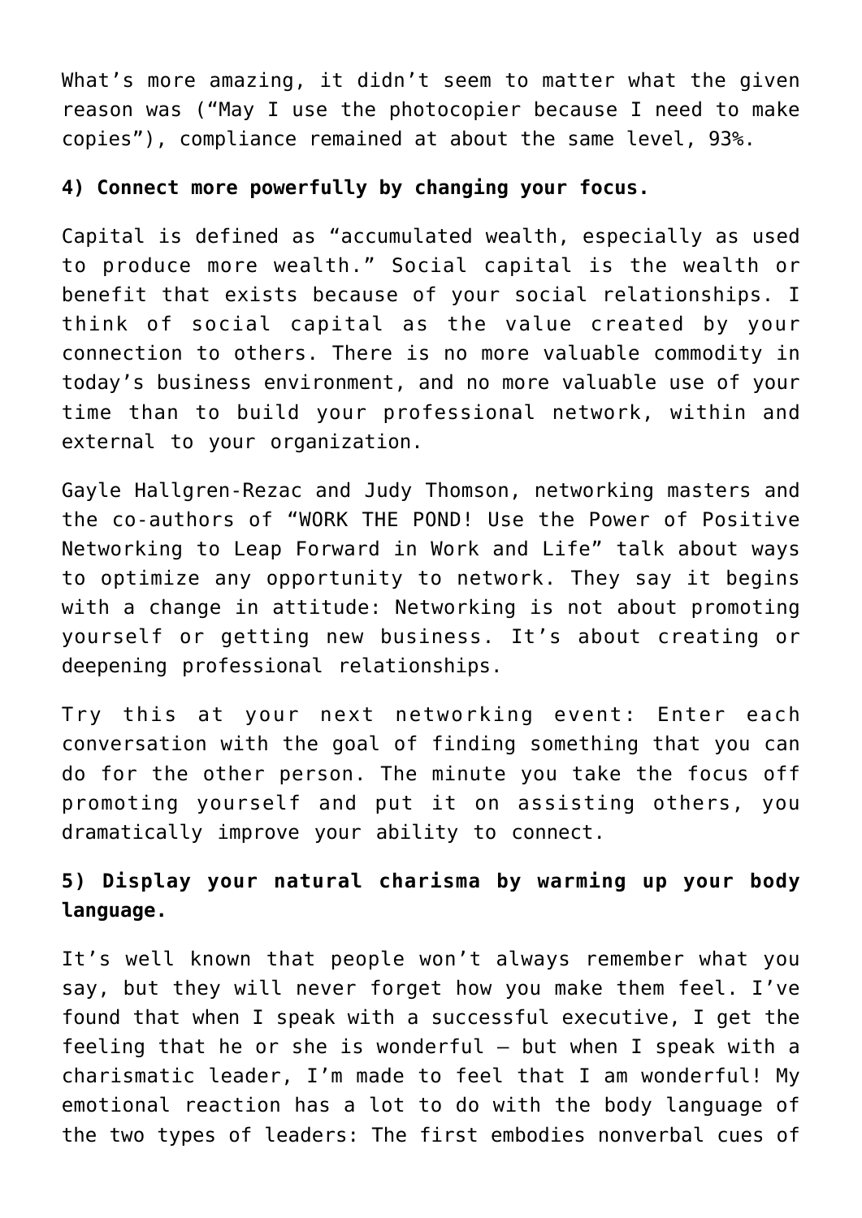What's more amazing, it didn't seem to matter what the given reason was ("May I use the photocopier because I need to make copies"), compliance remained at about the same level, 93%.

**4) Connect more powerfully by changing your focus.**

Capital is defined as "accumulated wealth, especially as used to produce more wealth." Social capital is the wealth or benefit that exists because of your social relationships. I think of social capital as the value created by your connection to others. There is no more valuable commodity in today's business environment, and no more valuable use of your time than to build your professional network, within and external to your organization.

Gayle Hallgren-Rezac and Judy Thomson, networking masters and the co-authors of "WORK THE POND! Use the Power of Positive Networking to Leap Forward in Work and Life" talk about ways to optimize any opportunity to network. They say it begins with a change in attitude: Networking is not about promoting yourself or getting new business. It's about creating or deepening professional relationships.

Try this at your next networking event: Enter each conversation with the goal of finding something that you can do for the other person. The minute you take the focus off promoting yourself and put it on assisting others, you dramatically improve your ability to connect.

**5) Display your natural charisma by warming up your body language.**

It's well known that people won't always remember what you say, but they will never forget how you make them feel. I've found that when I speak with a successful executive, I get the feeling that he or she is wonderful – but when I speak with a charismatic leader, I'm made to feel that I am wonderful! My emotional reaction has a lot to do with the body language of the two types of leaders: The first embodies nonverbal cues of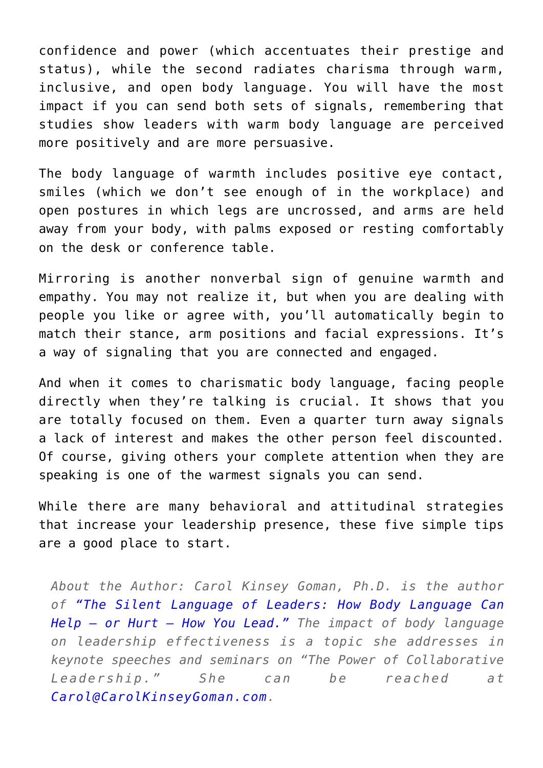confidence and power (which accentuates their prestige and status), while the second radiates charisma through warm, inclusive, and open body language. You will have the most impact if you can send both sets of signals, remembering that studies show leaders with warm body language are perceived more positively and are more persuasive.

The body language of warmth includes positive eye contact, smiles (which we don't see enough of in the workplace) and open postures in which legs are uncrossed, and arms are held away from your body, with palms exposed or resting comfortably on the desk or conference table.

Mirroring is another nonverbal sign of genuine warmth and empathy. You may not realize it, but when you are dealing with people you like or agree with, you'll automatically begin to match their stance, arm positions and facial expressions. It's a way of signaling that you are connected and engaged.

And when it comes to charismatic body language, facing people directly when they're talking is crucial. It shows that you are totally focused on them. Even a quarter turn away signals a lack of interest and makes the other person feel discounted. Of course, giving others your complete attention when they are speaking is one of the warmest signals you can send.

While there are many behavioral and attitudinal strategies that increase your leadership presence, these five simple tips are a good place to start.

*About the Author: Carol Kinsey Goman, Ph.D. is the author of "The Silent Language of Leaders: How Body Language Can Help – or Hurt – How You Lead." The impact of body language on leadership effectiveness is a topic she addresses in keynote speeches and seminars on "The Power of Collaborative Leadership." She can be reached at Carol@CarolKinseyGoman.com.*